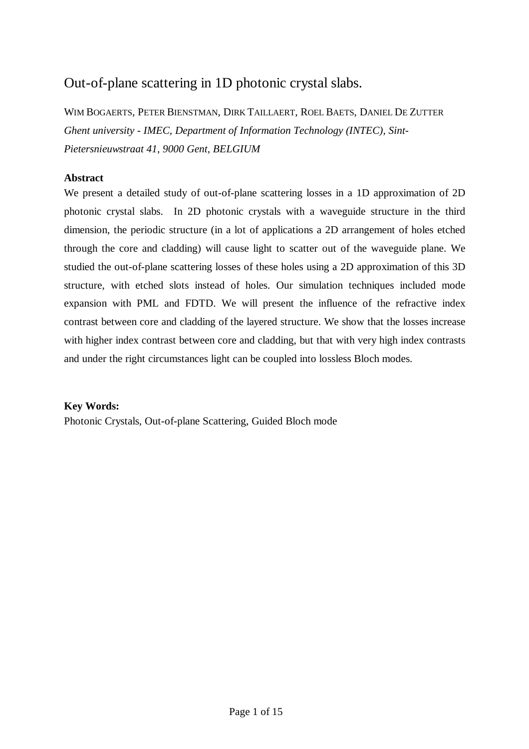# Out-of-plane scattering in 1D photonic crystal slabs.

WIM BOGAERTS, PETER BIENSTMAN, DIRK TAILLAERT, ROEL BAETS, DANIEL DE ZUTTER

*Ghent university - IMEC, Department of Information Technology (INTEC), Sint-Pietersnieuwstraat 41, 9000 Gent, BELGIUM*

**Abstract**

We present a detailed study of out-of-plane scattering losses in a 1D approximation of 2D photonic crystal slabs. In 2D photonic crystals with a waveguide structure in the third dimension, the periodic structure (in a lot of applications a 2D arrangement of holes etched through the core and cladding) will cause light to scatter out of the waveguide plane. We studied the out-of-plane scattering losses of these holes using a 2D approximation of this 3D structure, with etched slots instead of holes. Our simulation techniques included mode expansion with PML and FDTD. We will present the influence of the refractive index contrast between core and cladding of the layered structure. We show that the losses increase with higher index contrast between core and cladding, but that with very high index contrasts and under the right circumstances light can be coupled into lossless Bloch modes.

**Key Words:**

Photonic Crystals, Out-of-plane Scattering, Guided Bloch mode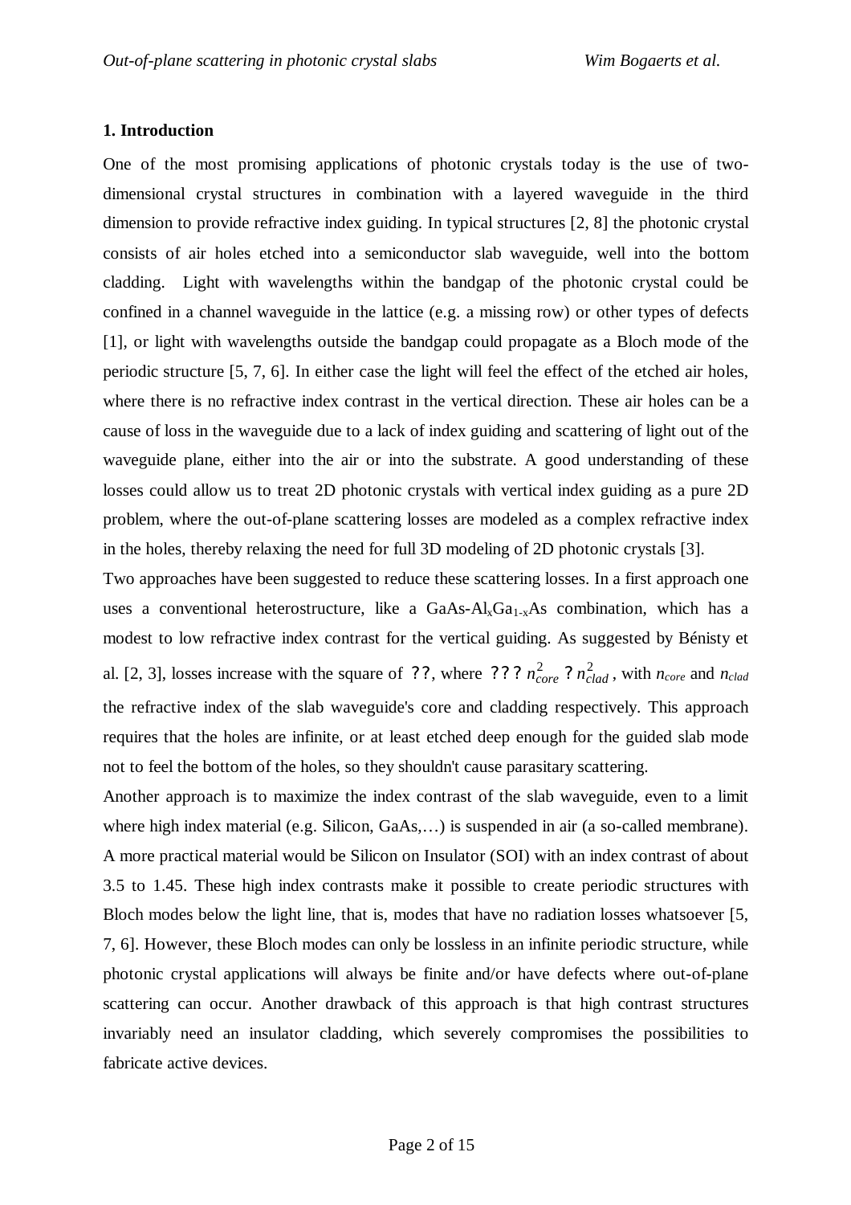## 1. Introduction

One of the most promising applications of photonic crystals today is the use of two-dimensional crystal structures in combination with a layered waveguide in the third dimension to provide refractive index guiding. In typical structures [2, 8] the photonic crystal consists of air holes etched into a semiconductor slab waveguide, well into the bottom cladding. Light with wavelengths within the bandgap of the photonic crystal could be confined in a channel waveguide in the lattice (e.g. a missing row) or other types of defects [1], or light with wavelengths outside the bandgap could propagate as a Bloch mode of the periodic structure [5, 7, 6]. In either case the light will feel the effect of the etched air holes, where there is no refractive index contrast in the vertical direction. These air holes can be a cause of loss in the waveguide due to a lack of index guiding and scattering of light out of the waveguide plane, either into the air or into the substrate. A good understanding of these losses could allow us to treat 2D photonic crystals with vertical index guiding as a pure 2D problem, where the out-of-plane scattering losses are modeled as a complex refractive index in the holes, thereby relaxing the need for full 3D modeling of 2D photonic crystals [3].

Two approaches have been suggested to reduce these scattering losses. In a first approach one uses a conventional heterostructure, like a GaAs-$Al_xGa_{1-x}$As combination, which has a modest to low refractive index contrast for the vertical guiding. As suggested by Bénisty et al. [2, 3], losses increase with the square of ??, where ??? $n_{core}^2$ ? $n_{clad}^2$, with $n_{core}$ and $n_{clad}$ the refractive index of the slab waveguide's core and cladding respectively. This approach requires that the holes are infinite, or at least etched deep enough for the guided slab mode not to feel the bottom of the holes, so they shouldn't cause parasitary scattering.

Another approach is to maximize the index contrast of the slab waveguide, even to a limit where high index material (e.g. Silicon, GaAs,…) is suspended in air (a so-called membrane). A more practical material would be Silicon on Insulator (SOI) with an index contrast of about 3.5 to 1.45. These high index contrasts make it possible to create periodic structures with Bloch modes below the light line, that is, modes that have no radiation losses whatsoever [5, 7, 6]. However, these Bloch modes can only be lossless in an infinite periodic structure, while photonic crystal applications will always be finite and/or have defects where out-of-plane scattering can occur. Another drawback of this approach is that high contrast structures invariably need an insulator cladding, which severely compromises the possibilities to fabricate active devices.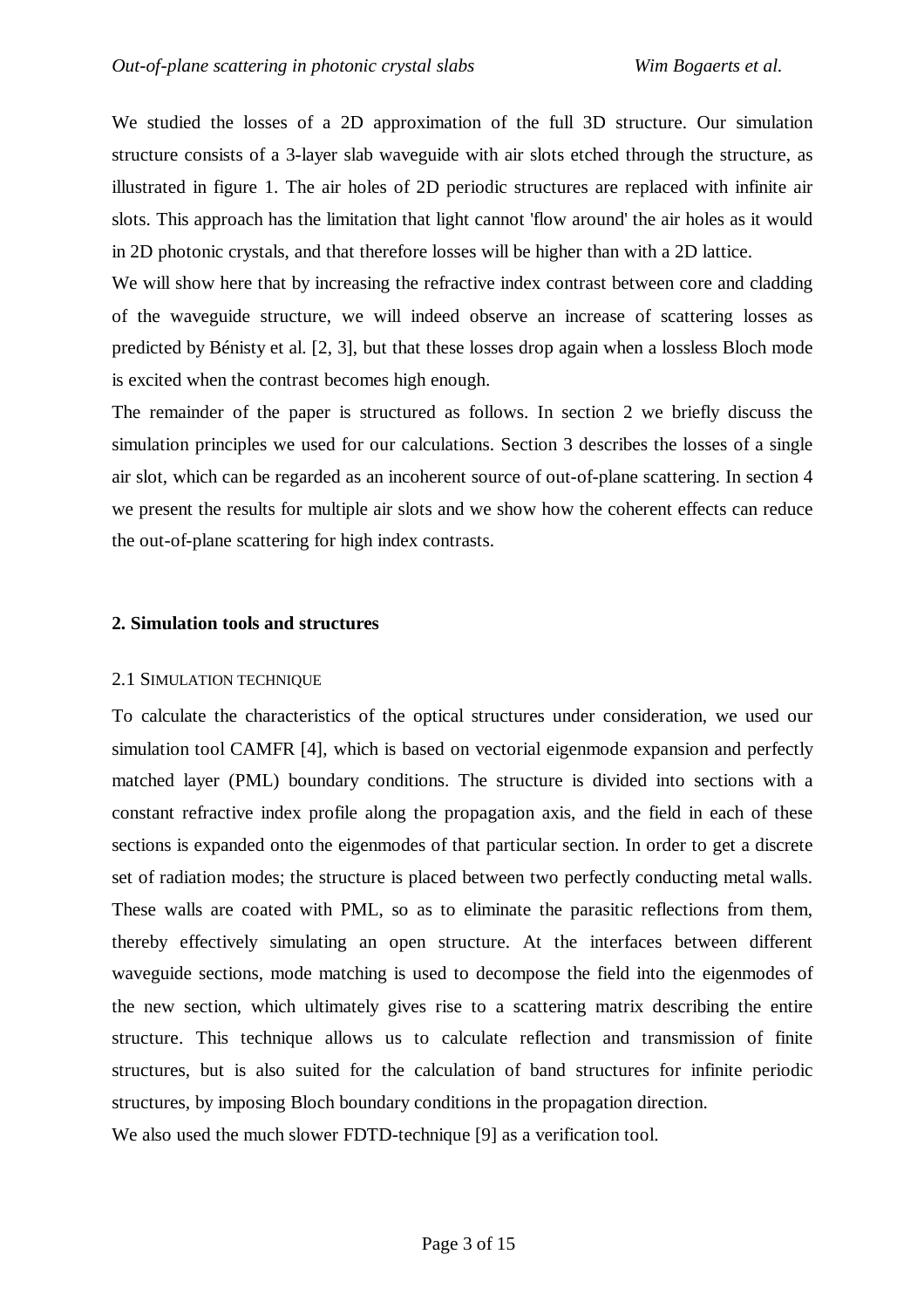We studied the losses of a 2D approximation of the full 3D structure. Our simulation structure consists of a 3-layer slab waveguide with air slots etched through the structure, as illustrated in figure 1. The air holes of 2D periodic structures are replaced with infinite air slots. This approach has the limitation that light cannot 'flow around' the air holes as it would in 2D photonic crystals, and that therefore losses will be higher than with a 2D lattice.

We will show here that by increasing the refractive index contrast between core and cladding of the waveguide structure, we will indeed observe an increase of scattering losses as predicted by Bénisty et al. [2, 3], but that these losses drop again when a lossless Bloch mode is excited when the contrast becomes high enough.

The remainder of the paper is structured as follows. In section 2 we briefly discuss the simulation principles we used for our calculations. Section 3 describes the losses of a single air slot, which can be regarded as an incoherent source of out-of-plane scattering. In section 4 we present the results for multiple air slots and we show how the coherent effects can reduce the out-of-plane scattering for high index contrasts.

## 2. Simulation tools and structures

### 2.1 Simulation technique

To calculate the characteristics of the optical structures under consideration, we used our simulation tool CAMFR [4], which is based on vectorial eigenmode expansion and perfectly matched layer (PML) boundary conditions. The structure is divided into sections with a constant refractive index profile along the propagation axis, and the field in each of these sections is expanded onto the eigenmodes of that particular section. In order to get a discrete set of radiation modes; the structure is placed between two perfectly conducting metal walls. These walls are coated with PML, so as to eliminate the parasitic reflections from them, thereby effectively simulating an open structure. At the interfaces between different waveguide sections, mode matching is used to decompose the field into the eigenmodes of the new section, which ultimately gives rise to a scattering matrix describing the entire structure. This technique allows us to calculate reflection and transmission of finite structures, but is also suited for the calculation of band structures for infinite periodic structures, by imposing Bloch boundary conditions in the propagation direction.

We also used the much slower FDTD-technique [9] as a verification tool.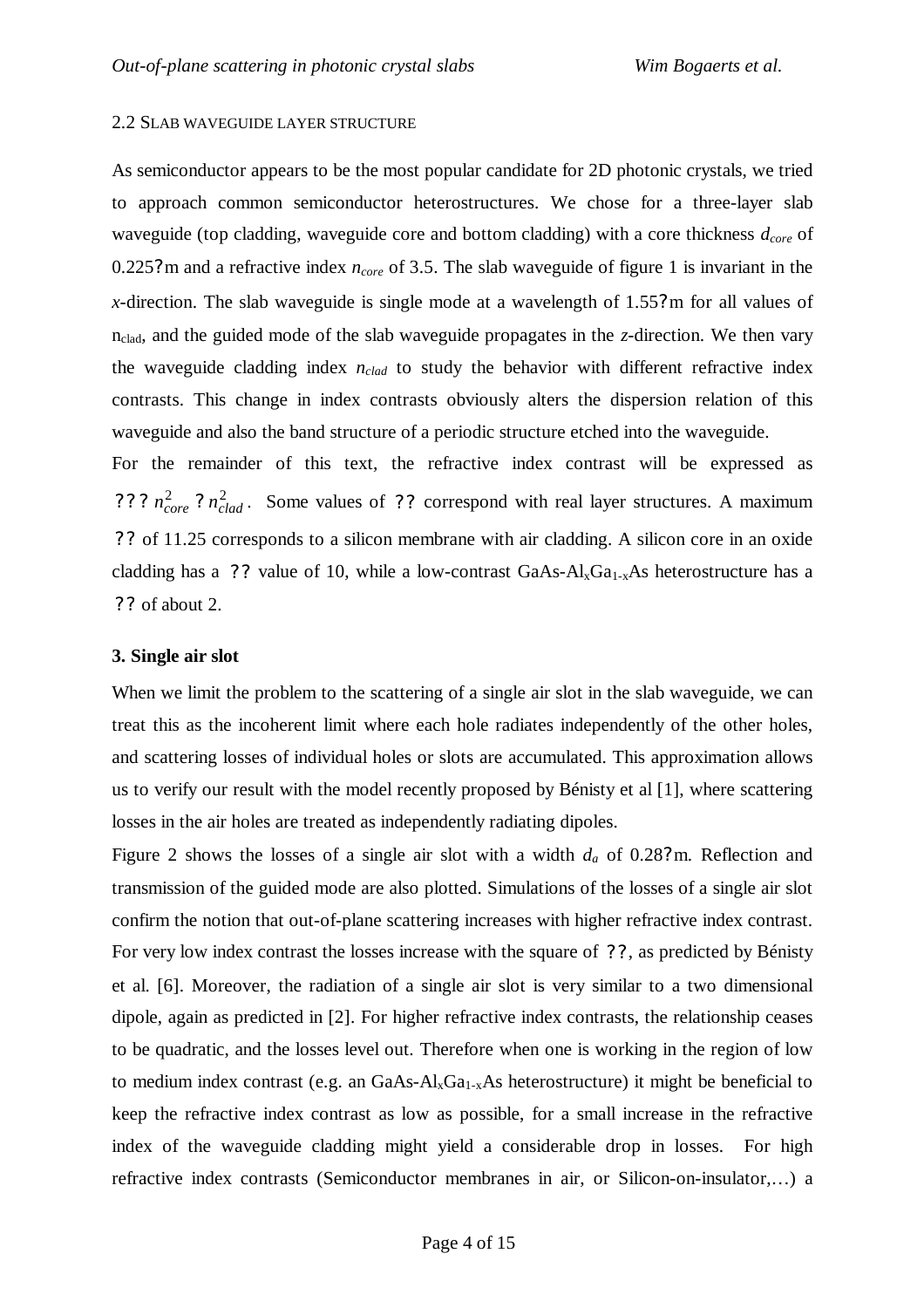### 2.2 Slab waveguide layer structure

As semiconductor appears to be the most popular candidate for 2D photonic crystals, we tried to approach common semiconductor heterostructures. We chose for a three-layer slab waveguide (top cladding, waveguide core and bottom cladding) with a core thickness $d_{core}$ of 0.225?m and a refractive index $n_{core}$ of 3.5. The slab waveguide of figure 1 is invariant in the *x*-direction. The slab waveguide is single mode at a wavelength of 1.55?m for all values of $n_{clad}$, and the guided mode of the slab waveguide propagates in the *z*-direction. We then vary the waveguide cladding index $n_{clad}$ to study the behavior with different refractive index contrasts. This change in index contrasts obviously alters the dispersion relation of this waveguide and also the band structure of a periodic structure etched into the waveguide.

For the remainder of this text, the refractive index contrast will be expressed as ??? $n_{core}^2$ ? $n_{clad}^2$. Some values of ?? correspond with real layer structures. A maximum ?? of 11.25 corresponds to a silicon membrane with air cladding. A silicon core in an oxide cladding has a ?? value of 10, while a low-contrast GaAs-$Al_xGa_{1-x}As$ heterostructure has a ?? of about 2.

## 3. Single air slot

When we limit the problem to the scattering of a single air slot in the slab waveguide, we can treat this as the incoherent limit where each hole radiates independently of the other holes, and scattering losses of individual holes or slots are accumulated. This approximation allows us to verify our result with the model recently proposed by Bénisty et al [1], where scattering losses in the air holes are treated as independently radiating dipoles.

Figure 2 shows the losses of a single air slot with a width $d_a$ of 0.28?m. Reflection and transmission of the guided mode are also plotted. Simulations of the losses of a single air slot confirm the notion that out-of-plane scattering increases with higher refractive index contrast. For very low index contrast the losses increase with the square of ??, as predicted by Bénisty et al. [6]. Moreover, the radiation of a single air slot is very similar to a two dimensional dipole, again as predicted in [2]. For higher refractive index contrasts, the relationship ceases to be quadratic, and the losses level out. Therefore when one is working in the region of low to medium index contrast (e.g. an GaAs-$Al_xGa_{1-x}As$ heterostructure) it might be beneficial to keep the refractive index contrast as low as possible, for a small increase in the refractive index of the waveguide cladding might yield a considerable drop in losses. For high refractive index contrasts (Semiconductor membranes in air, or Silicon-on-insulator,…) a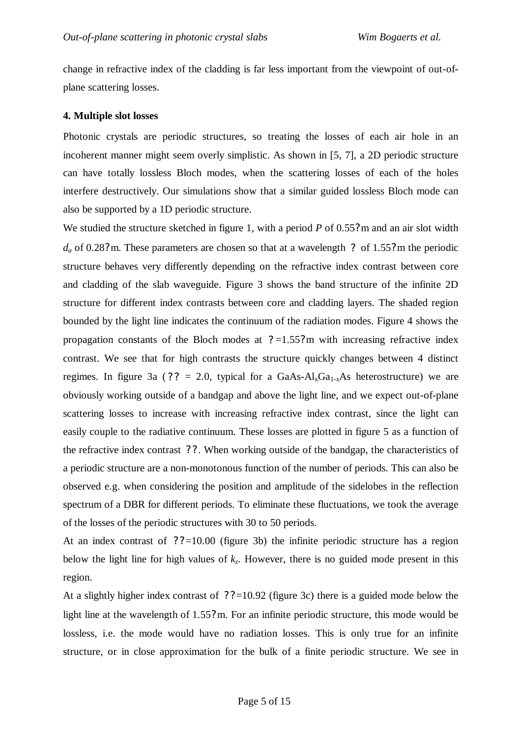change in refractive index of the cladding is far less important from the viewpoint of out-of-plane scattering losses.

**4. Multiple slot losses**

Photonic crystals are periodic structures, so treating the losses of each air hole in an incoherent manner might seem overly simplistic. As shown in [5, 7], a 2D periodic structure can have totally lossless Bloch modes, when the scattering losses of each of the holes interfere destructively. Our simulations show that a similar guided lossless Bloch mode can also be supported by a 1D periodic structure.

We studied the structure sketched in figure 1, with a period $P$ of 0.55μm and an air slot width $d_a$ of 0.28μm. These parameters are chosen so that at a wavelength $\lambda$ of 1.55μm the periodic structure behaves very differently depending on the refractive index contrast between core and cladding of the slab waveguide. Figure 3 shows the band structure of the infinite 2D structure for different index contrasts between core and cladding layers. The shaded region bounded by the light line indicates the continuum of the radiation modes. Figure 4 shows the propagation constants of the Bloch modes at $\lambda$=1.55μm with increasing refractive index contrast. We see that for high contrasts the structure quickly changes between 4 distinct regimes. In figure 3a ($\Delta\varepsilon$ = 2.0, typical for a GaAs-$Al_xGa_{1-x}As$ heterostructure) we are obviously working outside of a bandgap and above the light line, and we expect out-of-plane scattering losses to increase with increasing refractive index contrast, since the light can easily couple to the radiative continuum. These losses are plotted in figure 5 as a function of the refractive index contrast $\Delta\varepsilon$. When working outside of the bandgap, the characteristics of a periodic structure are a non-monotonous function of the number of periods. This can also be observed e.g. when considering the position and amplitude of the sidelobes in the reflection spectrum of a DBR for different periods. To eliminate these fluctuations, we took the average of the losses of the periodic structures with 30 to 50 periods.

At an index contrast of $\Delta\varepsilon$=10.00 (figure 3b) the infinite periodic structure has a region below the light line for high values of $k_z$. However, there is no guided mode present in this region.

At a slightly higher index contrast of $\Delta\varepsilon$=10.92 (figure 3c) there is a guided mode below the light line at the wavelength of 1.55μm. For an infinite periodic structure, this mode would be lossless, i.e. the mode would have no radiation losses. This is only true for an infinite structure, or in close approximation for the bulk of a finite periodic structure. We see in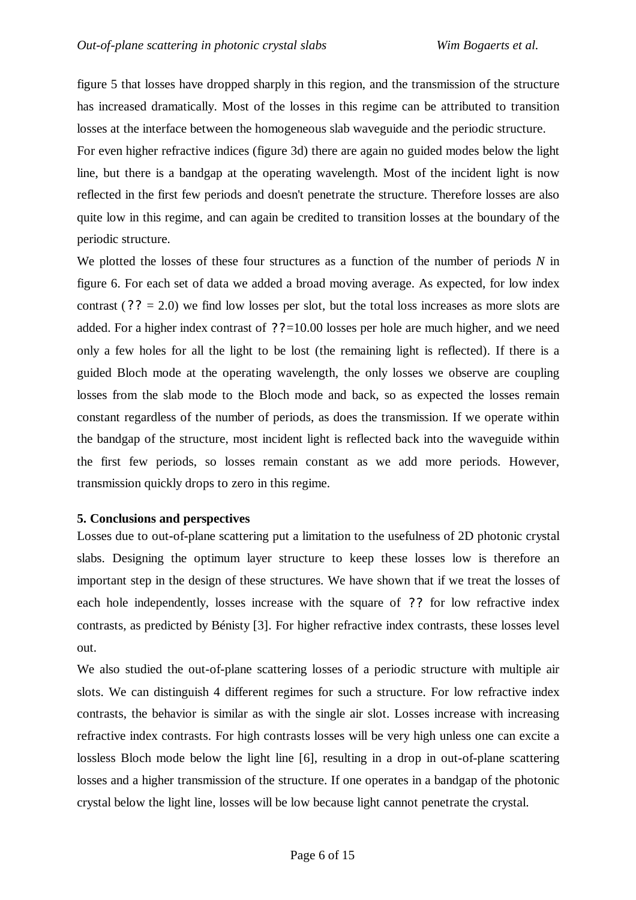figure 5 that losses have dropped sharply in this region, and the transmission of the structure has increased dramatically. Most of the losses in this regime can be attributed to transition losses at the interface between the homogeneous slab waveguide and the periodic structure.

For even higher refractive indices (figure 3d) there are again no guided modes below the light line, but there is a bandgap at the operating wavelength. Most of the incident light is now reflected in the first few periods and doesn't penetrate the structure. Therefore losses are also quite low in this regime, and can again be credited to transition losses at the boundary of the periodic structure.

We plotted the losses of these four structures as a function of the number of periods *N* in figure 6. For each set of data we added a broad moving average. As expected, for low index contrast (?? = 2.0) we find low losses per slot, but the total loss increases as more slots are added. For a higher index contrast of ??=10.00 losses per hole are much higher, and we need only a few holes for all the light to be lost (the remaining light is reflected). If there is a guided Bloch mode at the operating wavelength, the only losses we observe are coupling losses from the slab mode to the Bloch mode and back, so as expected the losses remain constant regardless of the number of periods, as does the transmission. If we operate within the bandgap of the structure, most incident light is reflected back into the waveguide within the first few periods, so losses remain constant as we add more periods. However, transmission quickly drops to zero in this regime.

**5. Conclusions and perspectives**

Losses due to out-of-plane scattering put a limitation to the usefulness of 2D photonic crystal slabs. Designing the optimum layer structure to keep these losses low is therefore an important step in the design of these structures. We have shown that if we treat the losses of each hole independently, losses increase with the square of ?? for low refractive index contrasts, as predicted by Bénisty [3]. For higher refractive index contrasts, these losses level out.

We also studied the out-of-plane scattering losses of a periodic structure with multiple air slots. We can distinguish 4 different regimes for such a structure. For low refractive index contrasts, the behavior is similar as with the single air slot. Losses increase with increasing refractive index contrasts. For high contrasts losses will be very high unless one can excite a lossless Bloch mode below the light line [6], resulting in a drop in out-of-plane scattering losses and a higher transmission of the structure. If one operates in a bandgap of the photonic crystal below the light line, losses will be low because light cannot penetrate the crystal.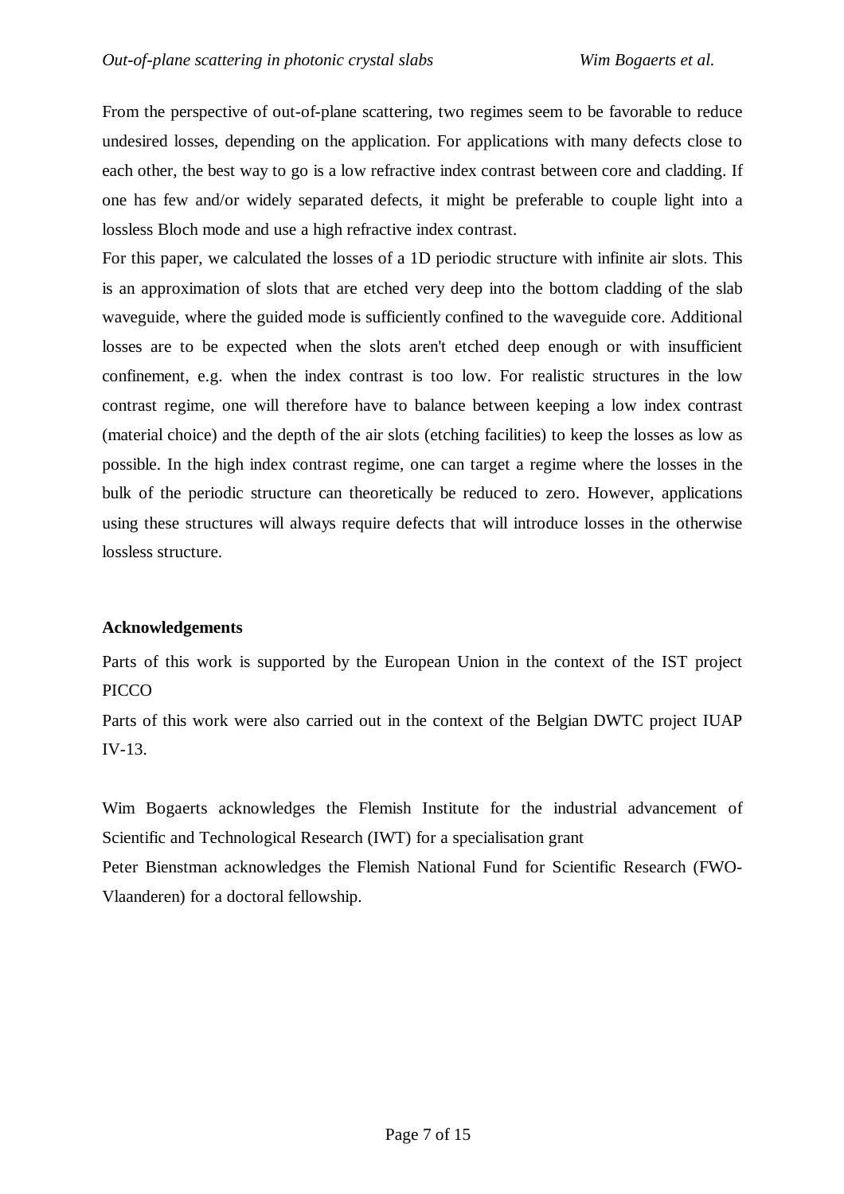From the perspective of out-of-plane scattering, two regimes seem to be favorable to reduce undesired losses, depending on the application. For applications with many defects close to each other, the best way to go is a low refractive index contrast between core and cladding. If one has few and/or widely separated defects, it might be preferable to couple light into a lossless Bloch mode and use a high refractive index contrast.

For this paper, we calculated the losses of a 1D periodic structure with infinite air slots. This is an approximation of slots that are etched very deep into the bottom cladding of the slab waveguide, where the guided mode is sufficiently confined to the waveguide core. Additional losses are to be expected when the slots aren't etched deep enough or with insufficient confinement, e.g. when the index contrast is too low. For realistic structures in the low contrast regime, one will therefore have to balance between keeping a low index contrast (material choice) and the depth of the air slots (etching facilities) to keep the losses as low as possible. In the high index contrast regime, one can target a regime where the losses in the bulk of the periodic structure can theoretically be reduced to zero. However, applications using these structures will always require defects that will introduce losses in the otherwise lossless structure.

**Acknowledgements**

Parts of this work is supported by the European Union in the context of the IST project PICCO

Parts of this work were also carried out in the context of the Belgian DWTC project IUAP IV-13.

Wim Bogaerts acknowledges the Flemish Institute for the industrial advancement of Scientific and Technological Research (IWT) for a specialisation grant

Peter Bienstman acknowledges the Flemish National Fund for Scientific Research (FWO-Vlaanderen) for a doctoral fellowship.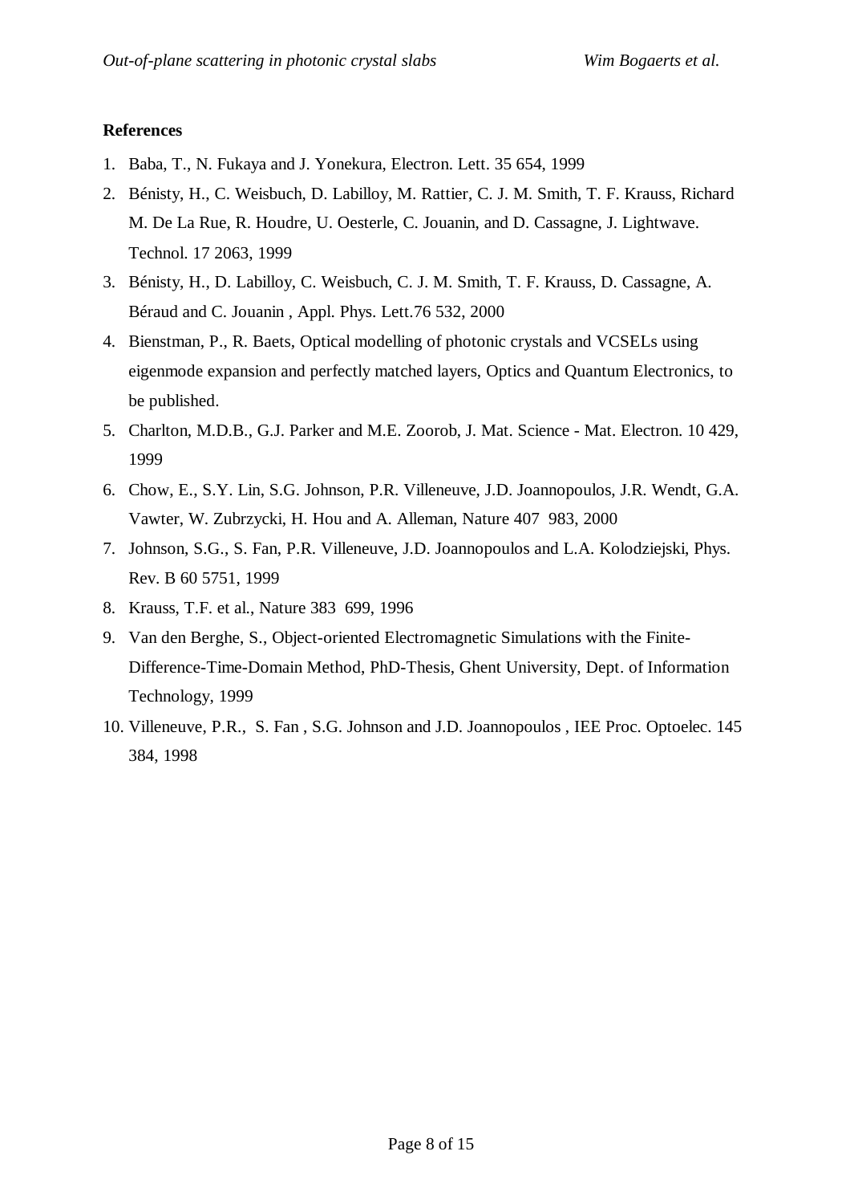**References**

1. Baba, T., N. Fukaya and J. Yonekura, Electron. Lett. 35 654, 1999
2. Bénisty, H., C. Weisbuch, D. Labilloy, M. Rattier, C. J. M. Smith, T. F. Krauss, Richard M. De La Rue, R. Houdre, U. Oesterle, C. Jouanin, and D. Cassagne, J. Lightwave. Technol. 17 2063, 1999
3. Bénisty, H., D. Labilloy, C. Weisbuch, C. J. M. Smith, T. F. Krauss, D. Cassagne, A. Béraud and C. Jouanin , Appl. Phys. Lett.76 532, 2000
4. Bienstman, P., R. Baets, Optical modelling of photonic crystals and VCSELs using eigenmode expansion and perfectly matched layers, Optics and Quantum Electronics, to be published.
5. Charlton, M.D.B., G.J. Parker and M.E. Zoorob, J. Mat. Science - Mat. Electron. 10 429, 1999
6. Chow, E., S.Y. Lin, S.G. Johnson, P.R. Villeneuve, J.D. Joannopoulos, J.R. Wendt, G.A. Vawter, W. Zubrzycki, H. Hou and A. Alleman, Nature 407 983, 2000
7. Johnson, S.G., S. Fan, P.R. Villeneuve, J.D. Joannopoulos and L.A. Kolodziejski, Phys. Rev. B 60 5751, 1999
8. Krauss, T.F. et al., Nature 383 699, 1996
9. Van den Berghe, S., Object-oriented Electromagnetic Simulations with the Finite-Difference-Time-Domain Method, PhD-Thesis, Ghent University, Dept. of Information Technology, 1999
10. Villeneuve, P.R., S. Fan , S.G. Johnson and J.D. Joannopoulos , IEE Proc. Optoelec. 145 384, 1998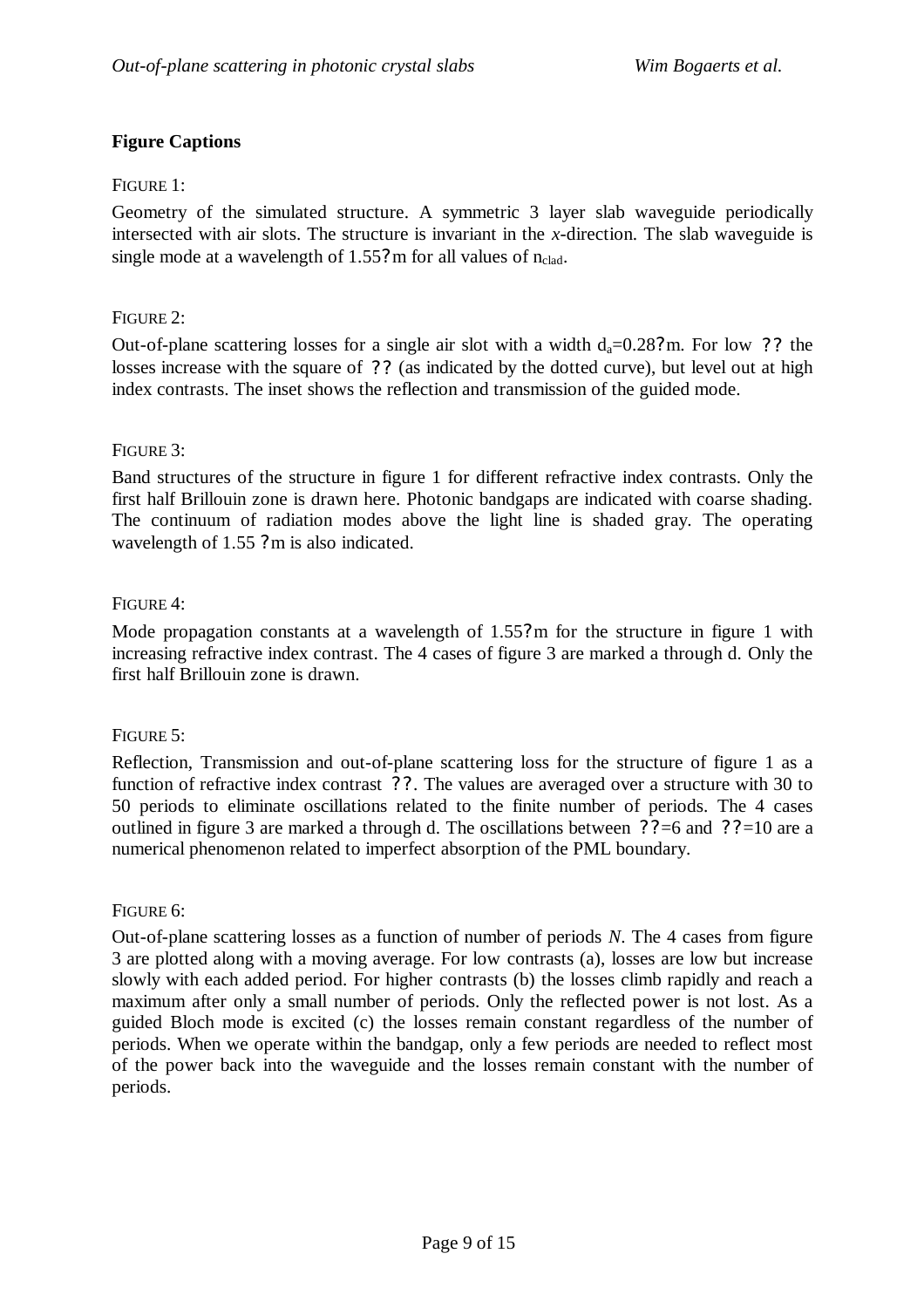**Figure Captions**

FIGURE 1:

Geometry of the simulated structure. A symmetric 3 layer slab waveguide periodically intersected with air slots. The structure is invariant in the *x*-direction. The slab waveguide is single mode at a wavelength of 1.55?m for all values of $n_{clad}$.

FIGURE 2:

Out-of-plane scattering losses for a single air slot with a width $d_a$=0.28?m. For low ?? the losses increase with the square of ?? (as indicated by the dotted curve), but level out at high index contrasts. The inset shows the reflection and transmission of the guided mode.

FIGURE 3:

Band structures of the structure in figure 1 for different refractive index contrasts. Only the first half Brillouin zone is drawn here. Photonic bandgaps are indicated with coarse shading. The continuum of radiation modes above the light line is shaded gray. The operating wavelength of 1.55 ?m is also indicated.

FIGURE 4:

Mode propagation constants at a wavelength of 1.55?m for the structure in figure 1 with increasing refractive index contrast. The 4 cases of figure 3 are marked a through d. Only the first half Brillouin zone is drawn.

FIGURE 5:

Reflection, Transmission and out-of-plane scattering loss for the structure of figure 1 as a function of refractive index contrast ??. The values are averaged over a structure with 30 to 50 periods to eliminate oscillations related to the finite number of periods. The 4 cases outlined in figure 3 are marked a through d. The oscillations between ??=6 and ??=10 are a numerical phenomenon related to imperfect absorption of the PML boundary.

FIGURE 6:

Out-of-plane scattering losses as a function of number of periods *N*. The 4 cases from figure 3 are plotted along with a moving average. For low contrasts (a), losses are low but increase slowly with each added period. For higher contrasts (b) the losses climb rapidly and reach a maximum after only a small number of periods. Only the reflected power is not lost. As a guided Bloch mode is excited (c) the losses remain constant regardless of the number of periods. When we operate within the bandgap, only a few periods are needed to reflect most of the power back into the waveguide and the losses remain constant with the number of periods.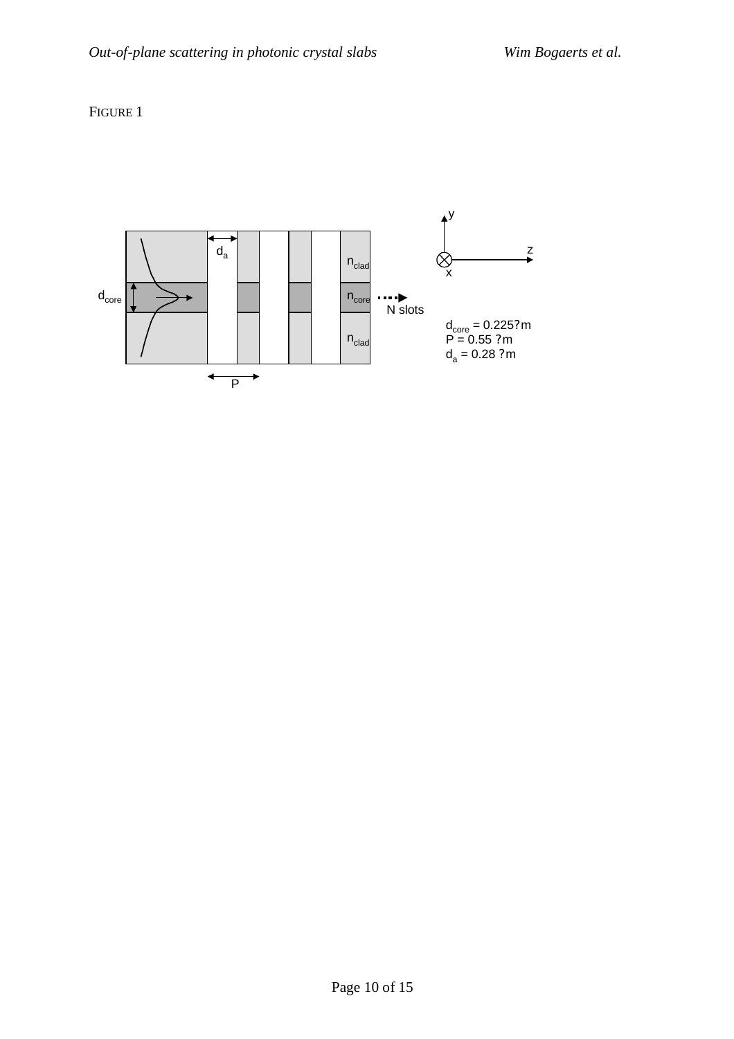FIGURE 1

$n_{clad}$

$n_{core}$

$n_{clad}$

$d_{core}$

$d_a$

P

N slots

y

z

x

$d_{core}$ = 0.225?m
P = 0.55 ?m
$d_a$ = 0.28 ?m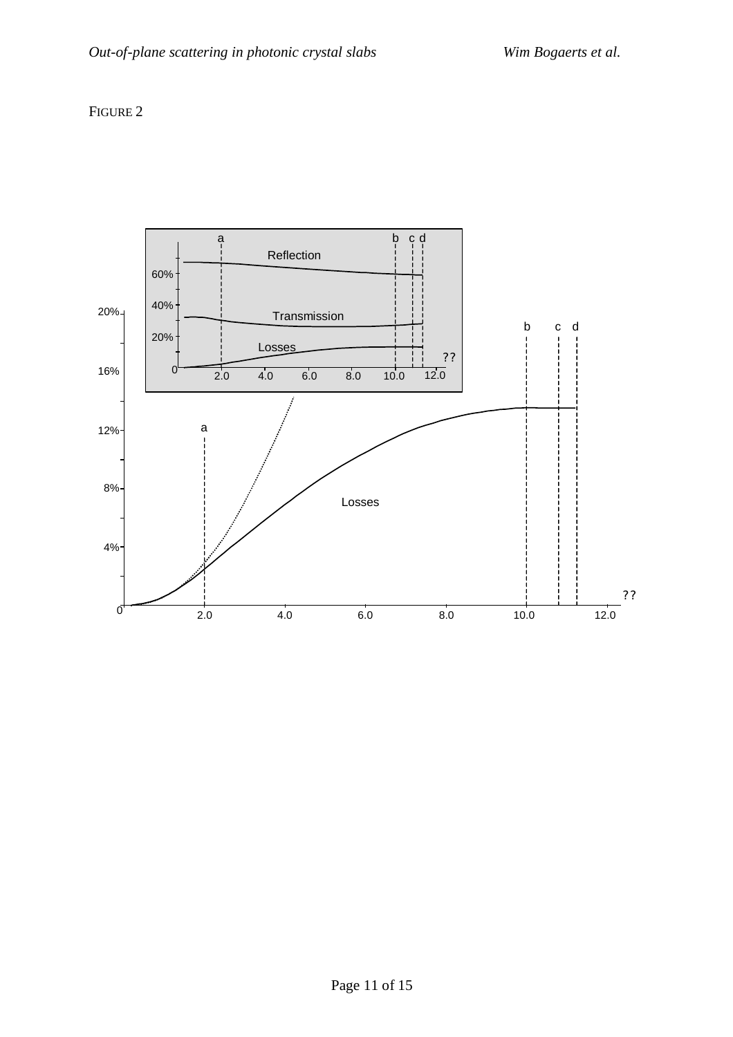FIGURE 2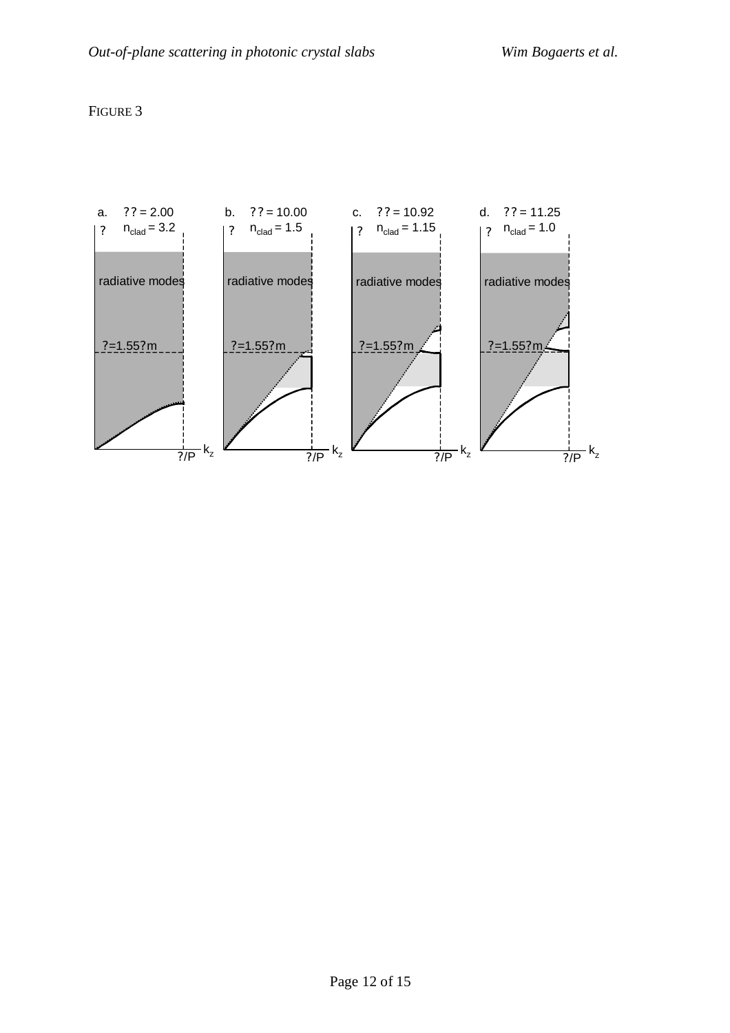FIGURE 3

a. ?? = 2.00 $n_{clad}$ = 3.2

b. ?? = 10.00 $n_{clad}$ = 1.5

c. ?? = 10.92 $n_{clad}$ = 1.15

d. ?? = 11.25 $n_{clad}$ = 1.0

radiative modes

?=1.55?m

$k_z$

?/P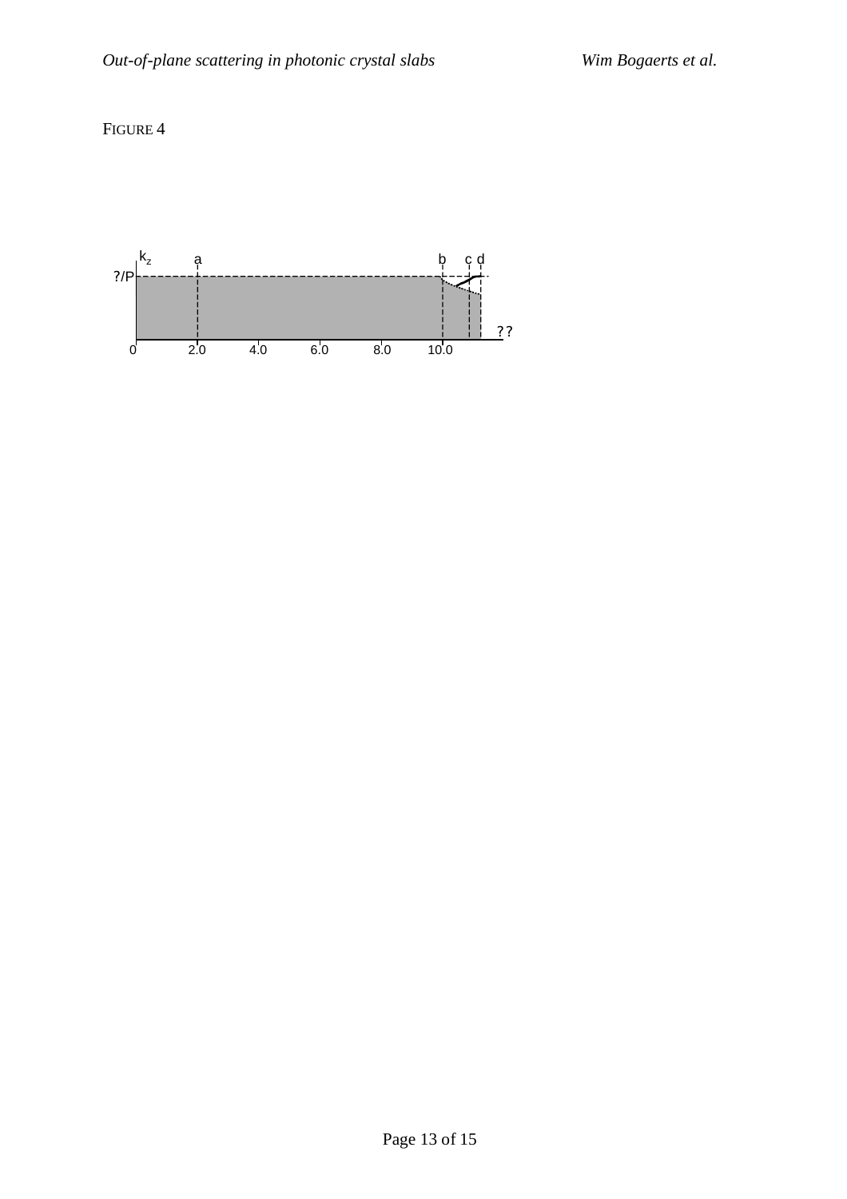FIGURE 4

$k_z$ a b c d

?/P

??

0 2.0 4.0 6.0 8.0 10.0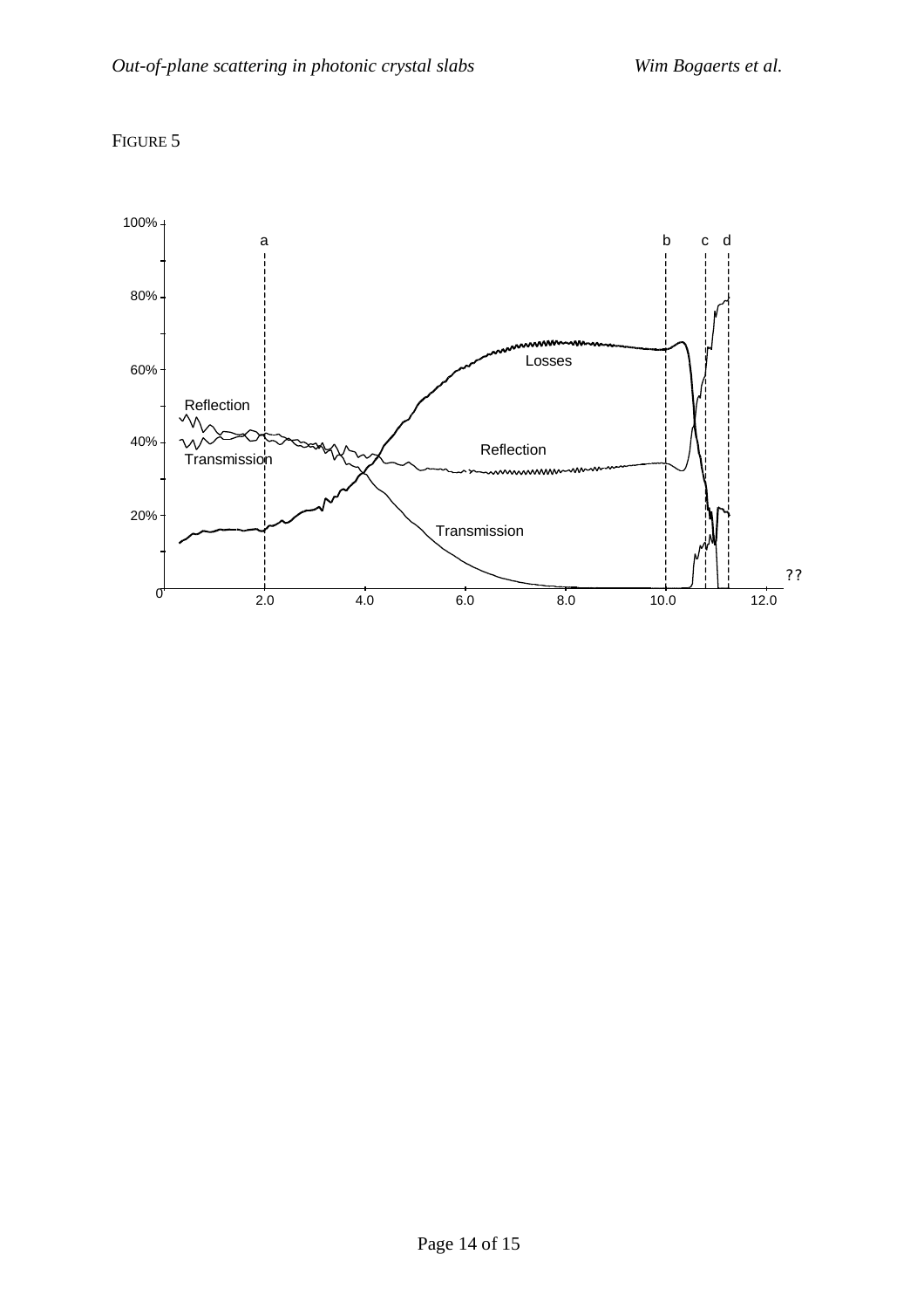FIGURE 5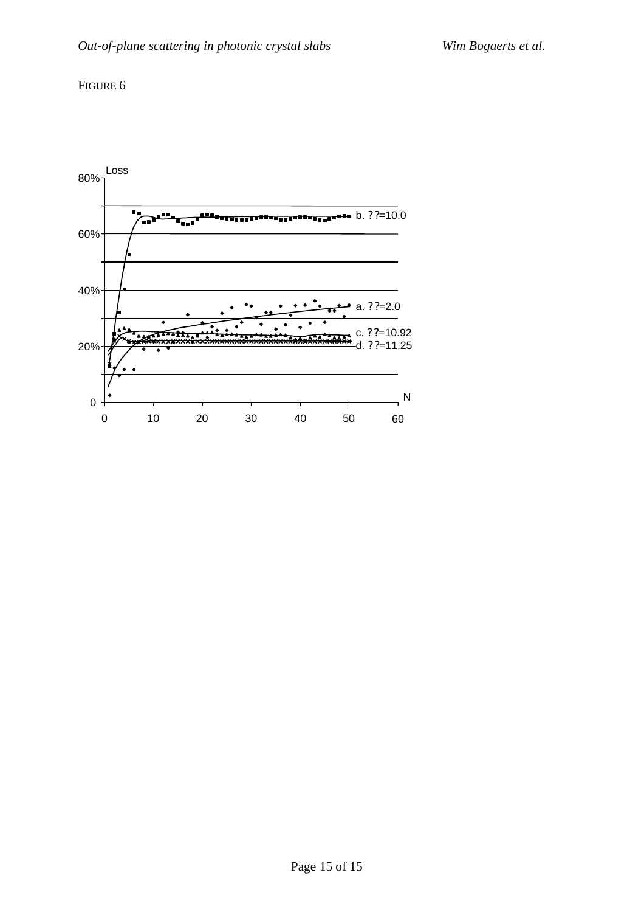FIGURE 6

Loss

80%

60%

40%

20%

0

0 10 20 30 40 50 60

N

b. ??=10.0

a. ??=2.0

c. ??=10.92

d. ??=11.25